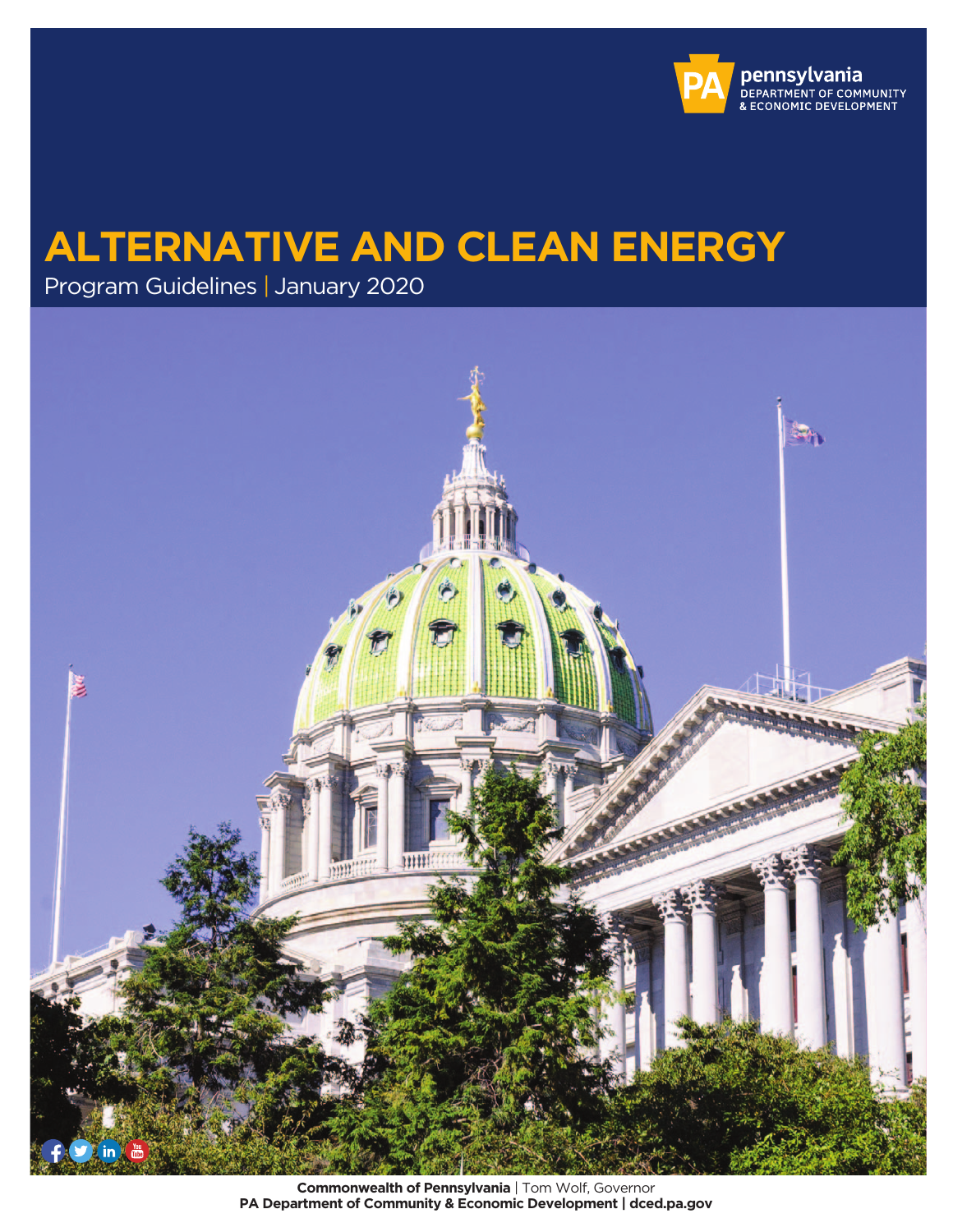pennsylvania
DEPARTMENT OF COMMUNITY & ECONOMIC DEVELOPMENT

# ALTERNATIVE AND CLEAN ENERGY

Program Guidelines | January 2020

**Commonwealth of Pennsylvania** | Tom Wolf, Governor
**PA Department of Community & Economic Development | dced.pa.gov**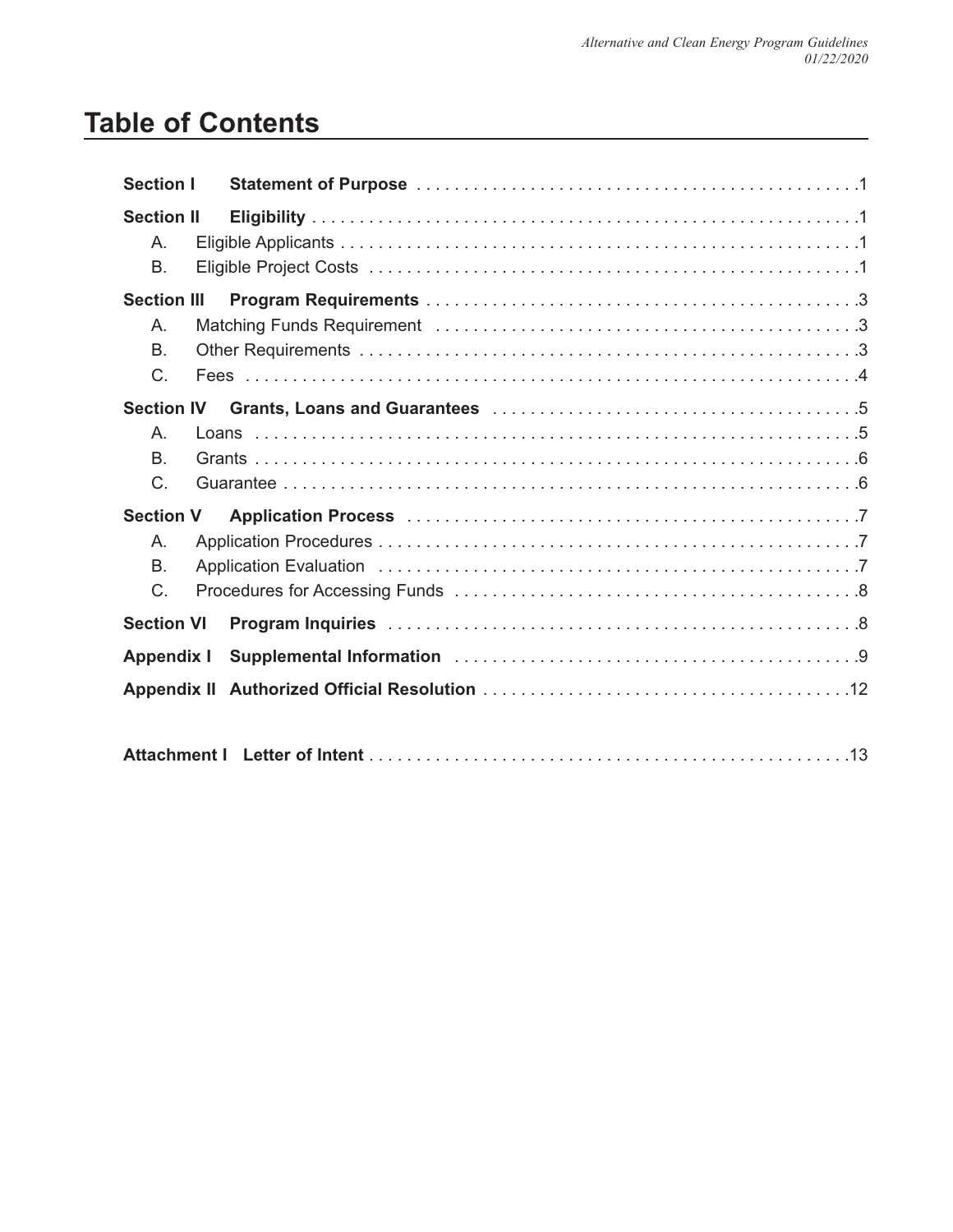# Table of Contents

| | | |
|---|---|---|
| **Section I** | **Statement of Purpose** | 1 |
| **Section II** | **Eligibility** | 1 |
| A. | Eligible Applicants | 1 |
| B. | Eligible Project Costs | 1 |
| **Section III** | **Program Requirements** | 3 |
| A. | Matching Funds Requirement | 3 |
| B. | Other Requirements | 3 |
| C. | Fees | 4 |
| **Section IV** | **Grants, Loans and Guarantees** | 5 |
| A. | Loans | 5 |
| B. | Grants | 6 |
| C. | Guarantee | 6 |
| **Section V** | **Application Process** | 7 |
| A. | Application Procedures | 7 |
| B. | Application Evaluation | 7 |
| C. | Procedures for Accessing Funds | 8 |
| **Section VI** | **Program Inquiries** | 8 |
| **Appendix I** | **Supplemental Information** | 9 |
| **Appendix II** | **Authorized Official Resolution** | 12 |
| **Attachment I** | **Letter of Intent** | 13 |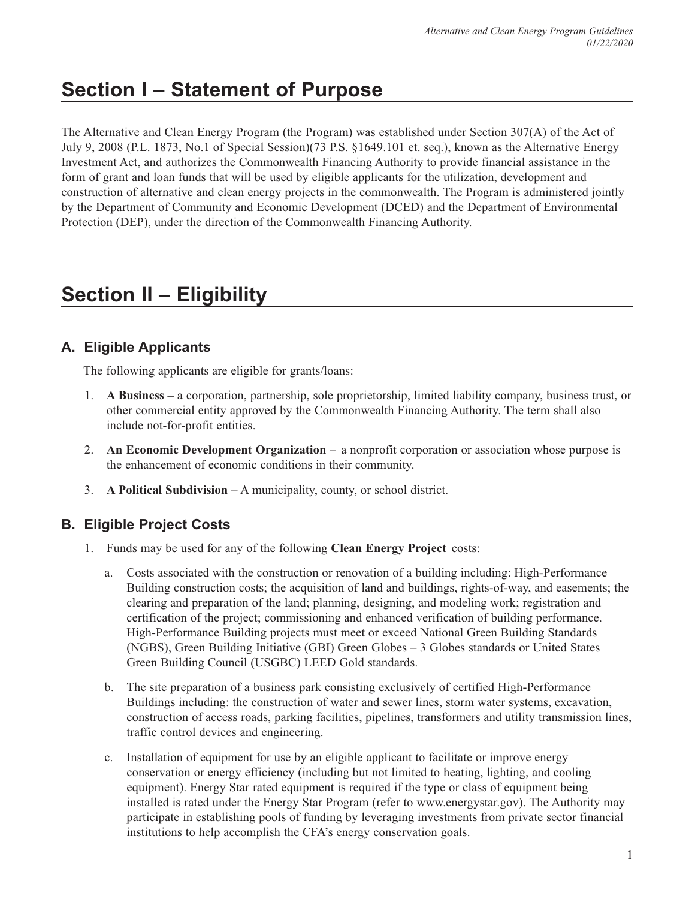# Section I – Statement of Purpose

The Alternative and Clean Energy Program (the Program) was established under Section 307(A) of the Act of July 9, 2008 (P.L. 1873, No.1 of Special Session)(73 P.S. §1649.101 et. seq.), known as the Alternative Energy Investment Act, and authorizes the Commonwealth Financing Authority to provide financial assistance in the form of grant and loan funds that will be used by eligible applicants for the utilization, development and construction of alternative and clean energy projects in the commonwealth. The Program is administered jointly by the Department of Community and Economic Development (DCED) and the Department of Environmental Protection (DEP), under the direction of the Commonwealth Financing Authority.

# Section II – Eligibility

## A. Eligible Applicants

The following applicants are eligible for grants/loans:

1. **A Business –** a corporation, partnership, sole proprietorship, limited liability company, business trust, or other commercial entity approved by the Commonwealth Financing Authority. The term shall also include not-for-profit entities.
2. **An Economic Development Organization –** a nonprofit corporation or association whose purpose is the enhancement of economic conditions in their community.
3. **A Political Subdivision –** A municipality, county, or school district.

## B. Eligible Project Costs

1. Funds may be used for any of the following **Clean Energy Project** costs:
   a. Costs associated with the construction or renovation of a building including: High-Performance Building construction costs; the acquisition of land and buildings, rights-of-way, and easements; the clearing and preparation of the land; planning, designing, and modeling work; registration and certification of the project; commissioning and enhanced verification of building performance. High-Performance Building projects must meet or exceed National Green Building Standards (NGBS), Green Building Initiative (GBI) Green Globes – 3 Globes standards or United States Green Building Council (USGBC) LEED Gold standards.

   b. The site preparation of a business park consisting exclusively of certified High-Performance Buildings including: the construction of water and sewer lines, storm water systems, excavation, construction of access roads, parking facilities, pipelines, transformers and utility transmission lines, traffic control devices and engineering.

   c. Installation of equipment for use by an eligible applicant to facilitate or improve energy conservation or energy efficiency (including but not limited to heating, lighting, and cooling equipment). Energy Star rated equipment is required if the type or class of equipment being installed is rated under the Energy Star Program (refer to www.energystar.gov). The Authority may participate in establishing pools of funding by leveraging investments from private sector financial institutions to help accomplish the CFA's energy conservation goals.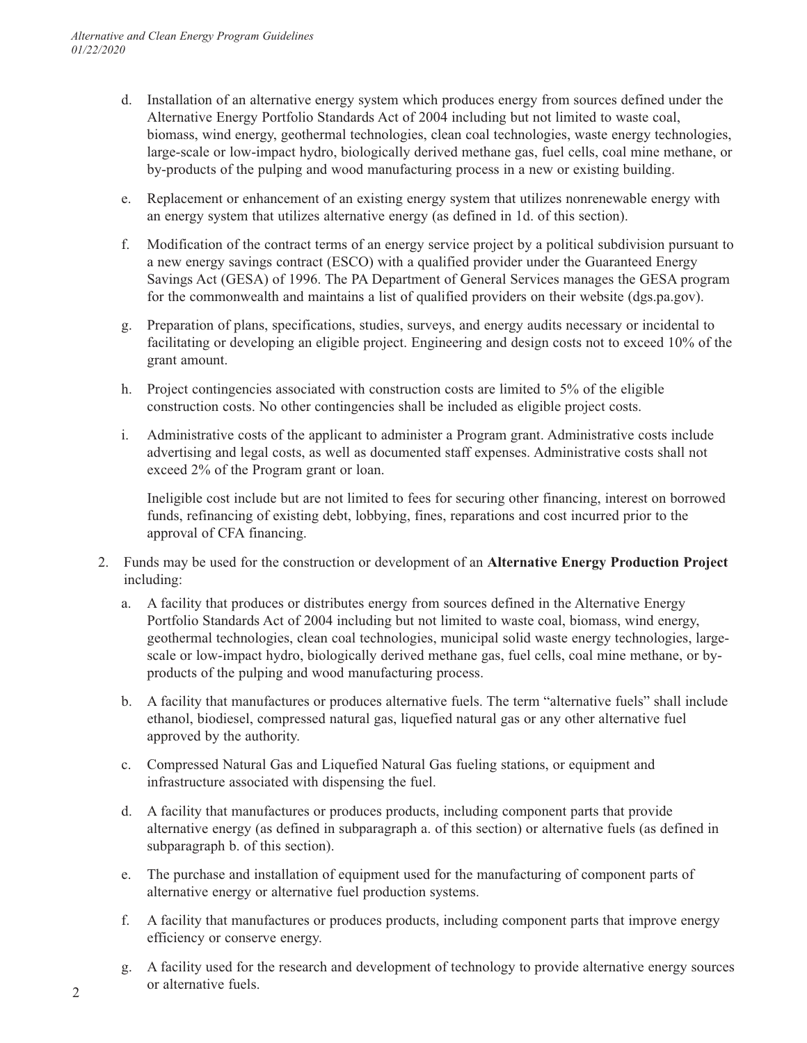d. Installation of an alternative energy system which produces energy from sources defined under the Alternative Energy Portfolio Standards Act of 2004 including but not limited to waste coal, biomass, wind energy, geothermal technologies, clean coal technologies, waste energy technologies, large-scale or low-impact hydro, biologically derived methane gas, fuel cells, coal mine methane, or by-products of the pulping and wood manufacturing process in a new or existing building.

e. Replacement or enhancement of an existing energy system that utilizes nonrenewable energy with an energy system that utilizes alternative energy (as defined in 1d. of this section).

f. Modification of the contract terms of an energy service project by a political subdivision pursuant to a new energy savings contract (ESCO) with a qualified provider under the Guaranteed Energy Savings Act (GESA) of 1996. The PA Department of General Services manages the GESA program for the commonwealth and maintains a list of qualified providers on their website (dgs.pa.gov).

g. Preparation of plans, specifications, studies, surveys, and energy audits necessary or incidental to facilitating or developing an eligible project. Engineering and design costs not to exceed 10% of the grant amount.

h. Project contingencies associated with construction costs are limited to 5% of the eligible construction costs. No other contingencies shall be included as eligible project costs.

i. Administrative costs of the applicant to administer a Program grant. Administrative costs include advertising and legal costs, as well as documented staff expenses. Administrative costs shall not exceed 2% of the Program grant or loan.

Ineligible cost include but are not limited to fees for securing other financing, interest on borrowed funds, refinancing of existing debt, lobbying, fines, reparations and cost incurred prior to the approval of CFA financing.

2. Funds may be used for the construction or development of an **Alternative Energy Production Project** including:

a. A facility that produces or distributes energy from sources defined in the Alternative Energy Portfolio Standards Act of 2004 including but not limited to waste coal, biomass, wind energy, geothermal technologies, clean coal technologies, municipal solid waste energy technologies, large-scale or low-impact hydro, biologically derived methane gas, fuel cells, coal mine methane, or by-products of the pulping and wood manufacturing process.

b. A facility that manufactures or produces alternative fuels. The term "alternative fuels" shall include ethanol, biodiesel, compressed natural gas, liquefied natural gas or any other alternative fuel approved by the authority.

c. Compressed Natural Gas and Liquefied Natural Gas fueling stations, or equipment and infrastructure associated with dispensing the fuel.

d. A facility that manufactures or produces products, including component parts that provide alternative energy (as defined in subparagraph a. of this section) or alternative fuels (as defined in subparagraph b. of this section).

e. The purchase and installation of equipment used for the manufacturing of component parts of alternative energy or alternative fuel production systems.

f. A facility that manufactures or produces products, including component parts that improve energy efficiency or conserve energy.

g. A facility used for the research and development of technology to provide alternative energy sources or alternative fuels.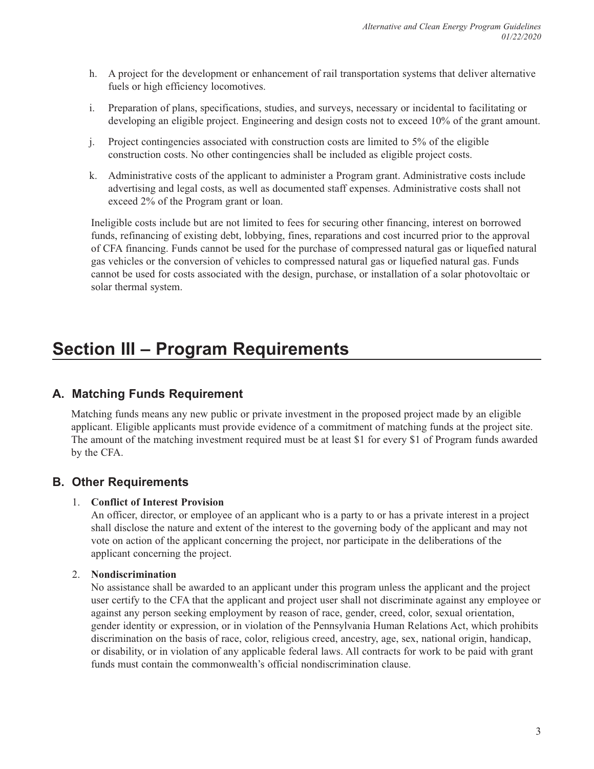h. A project for the development or enhancement of rail transportation systems that deliver alternative fuels or high efficiency locomotives.

i. Preparation of plans, specifications, studies, and surveys, necessary or incidental to facilitating or developing an eligible project. Engineering and design costs not to exceed 10% of the grant amount.

j. Project contingencies associated with construction costs are limited to 5% of the eligible construction costs. No other contingencies shall be included as eligible project costs.

k. Administrative costs of the applicant to administer a Program grant. Administrative costs include advertising and legal costs, as well as documented staff expenses. Administrative costs shall not exceed 2% of the Program grant or loan.

Ineligible costs include but are not limited to fees for securing other financing, interest on borrowed funds, refinancing of existing debt, lobbying, fines, reparations and cost incurred prior to the approval of CFA financing. Funds cannot be used for the purchase of compressed natural gas or liquefied natural gas vehicles or the conversion of vehicles to compressed natural gas or liquefied natural gas. Funds cannot be used for costs associated with the design, purchase, or installation of a solar photovoltaic or solar thermal system.

# Section III – Program Requirements

## A. Matching Funds Requirement

Matching funds means any new public or private investment in the proposed project made by an eligible applicant. Eligible applicants must provide evidence of a commitment of matching funds at the project site. The amount of the matching investment required must be at least $1 for every $1 of Program funds awarded by the CFA.

## B. Other Requirements

1. **Conflict of Interest Provision**
   An officer, director, or employee of an applicant who is a party to or has a private interest in a project shall disclose the nature and extent of the interest to the governing body of the applicant and may not vote on action of the applicant concerning the project, nor participate in the deliberations of the applicant concerning the project.

2. **Nondiscrimination**
   No assistance shall be awarded to an applicant under this program unless the applicant and the project user certify to the CFA that the applicant and project user shall not discriminate against any employee or against any person seeking employment by reason of race, gender, creed, color, sexual orientation, gender identity or expression, or in violation of the Pennsylvania Human Relations Act, which prohibits discrimination on the basis of race, color, religious creed, ancestry, age, sex, national origin, handicap, or disability, or in violation of any applicable federal laws. All contracts for work to be paid with grant funds must contain the commonwealth's official nondiscrimination clause.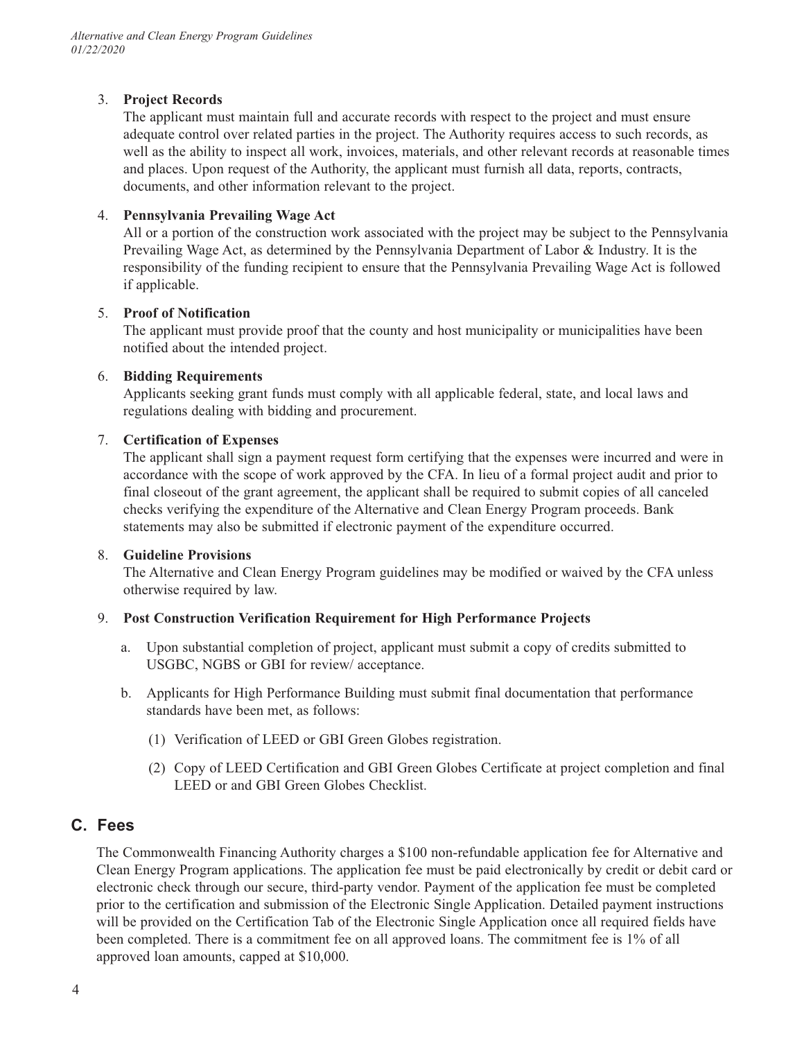3. **Project Records**
   The applicant must maintain full and accurate records with respect to the project and must ensure adequate control over related parties in the project. The Authority requires access to such records, as well as the ability to inspect all work, invoices, materials, and other relevant records at reasonable times and places. Upon request of the Authority, the applicant must furnish all data, reports, contracts, documents, and other information relevant to the project.

4. **Pennsylvania Prevailing Wage Act**
   All or a portion of the construction work associated with the project may be subject to the Pennsylvania Prevailing Wage Act, as determined by the Pennsylvania Department of Labor & Industry. It is the responsibility of the funding recipient to ensure that the Pennsylvania Prevailing Wage Act is followed if applicable.

5. **Proof of Notification**
   The applicant must provide proof that the county and host municipality or municipalities have been notified about the intended project.

6. **Bidding Requirements**
   Applicants seeking grant funds must comply with all applicable federal, state, and local laws and regulations dealing with bidding and procurement.

7. **Certification of Expenses**
   The applicant shall sign a payment request form certifying that the expenses were incurred and were in accordance with the scope of work approved by the CFA. In lieu of a formal project audit and prior to final closeout of the grant agreement, the applicant shall be required to submit copies of all canceled checks verifying the expenditure of the Alternative and Clean Energy Program proceeds. Bank statements may also be submitted if electronic payment of the expenditure occurred.

8. **Guideline Provisions**
   The Alternative and Clean Energy Program guidelines may be modified or waived by the CFA unless otherwise required by law.

9. **Post Construction Verification Requirement for High Performance Projects**

   a. Upon substantial completion of project, applicant must submit a copy of credits submitted to USGBC, NGBS or GBI for review/ acceptance.

   b. Applicants for High Performance Building must submit final documentation that performance standards have been met, as follows:

      (1) Verification of LEED or GBI Green Globes registration.

      (2) Copy of LEED Certification and GBI Green Globes Certificate at project completion and final LEED or and GBI Green Globes Checklist.

## C. Fees

The Commonwealth Financing Authority charges a $100 non-refundable application fee for Alternative and Clean Energy Program applications. The application fee must be paid electronically by credit or debit card or electronic check through our secure, third-party vendor. Payment of the application fee must be completed prior to the certification and submission of the Electronic Single Application. Detailed payment instructions will be provided on the Certification Tab of the Electronic Single Application once all required fields have been completed. There is a commitment fee on all approved loans. The commitment fee is 1% of all approved loan amounts, capped at $10,000.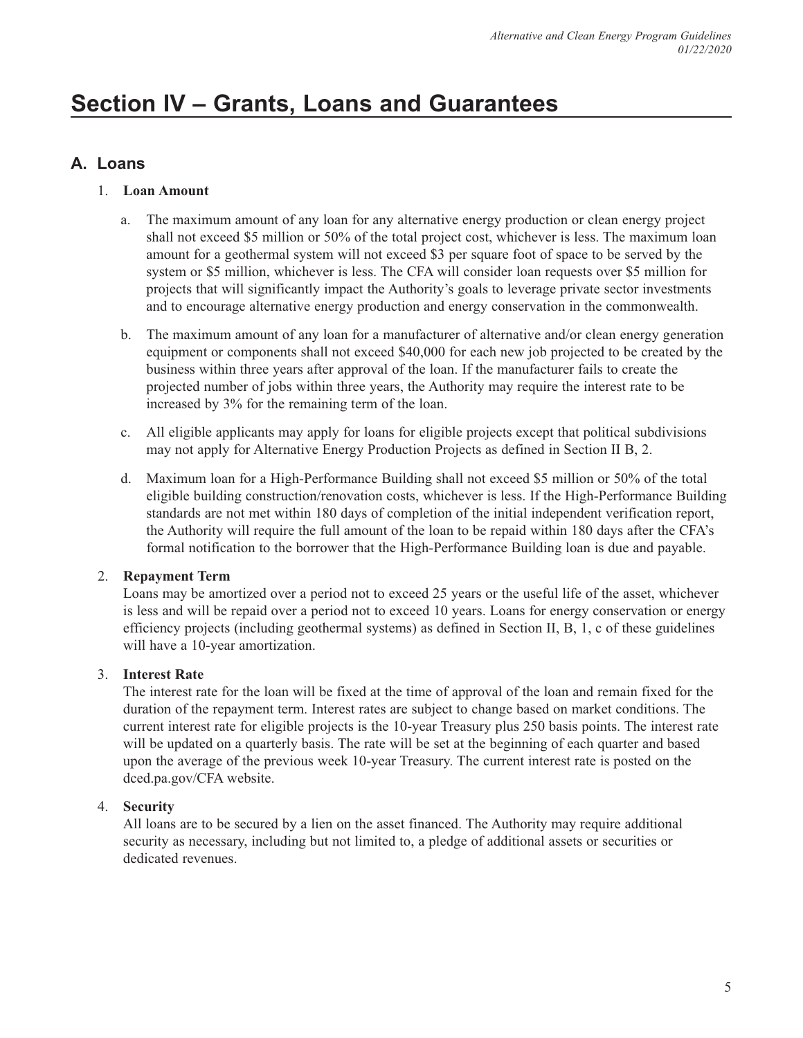# Section IV – Grants, Loans and Guarantees

## A. Loans

1. **Loan Amount**

   a. The maximum amount of any loan for any alternative energy production or clean energy project shall not exceed $5 million or 50% of the total project cost, whichever is less. The maximum loan amount for a geothermal system will not exceed $3 per square foot of space to be served by the system or $5 million, whichever is less. The CFA will consider loan requests over $5 million for projects that will significantly impact the Authority's goals to leverage private sector investments and to encourage alternative energy production and energy conservation in the commonwealth.

   b. The maximum amount of any loan for a manufacturer of alternative and/or clean energy generation equipment or components shall not exceed $40,000 for each new job projected to be created by the business within three years after approval of the loan. If the manufacturer fails to create the projected number of jobs within three years, the Authority may require the interest rate to be increased by 3% for the remaining term of the loan.

   c. All eligible applicants may apply for loans for eligible projects except that political subdivisions may not apply for Alternative Energy Production Projects as defined in Section II B, 2.

   d. Maximum loan for a High-Performance Building shall not exceed $5 million or 50% of the total eligible building construction/renovation costs, whichever is less. If the High-Performance Building standards are not met within 180 days of completion of the initial independent verification report, the Authority will require the full amount of the loan to be repaid within 180 days after the CFA's formal notification to the borrower that the High-Performance Building loan is due and payable.

2. **Repayment Term**
   Loans may be amortized over a period not to exceed 25 years or the useful life of the asset, whichever is less and will be repaid over a period not to exceed 10 years. Loans for energy conservation or energy efficiency projects (including geothermal systems) as defined in Section II, B, 1, c of these guidelines will have a 10-year amortization.

3. **Interest Rate**
   The interest rate for the loan will be fixed at the time of approval of the loan and remain fixed for the duration of the repayment term. Interest rates are subject to change based on market conditions. The current interest rate for eligible projects is the 10-year Treasury plus 250 basis points. The interest rate will be updated on a quarterly basis. The rate will be set at the beginning of each quarter and based upon the average of the previous week 10-year Treasury. The current interest rate is posted on the dced.pa.gov/CFA website.

4. **Security**
   All loans are to be secured by a lien on the asset financed. The Authority may require additional security as necessary, including but not limited to, a pledge of additional assets or securities or dedicated revenues.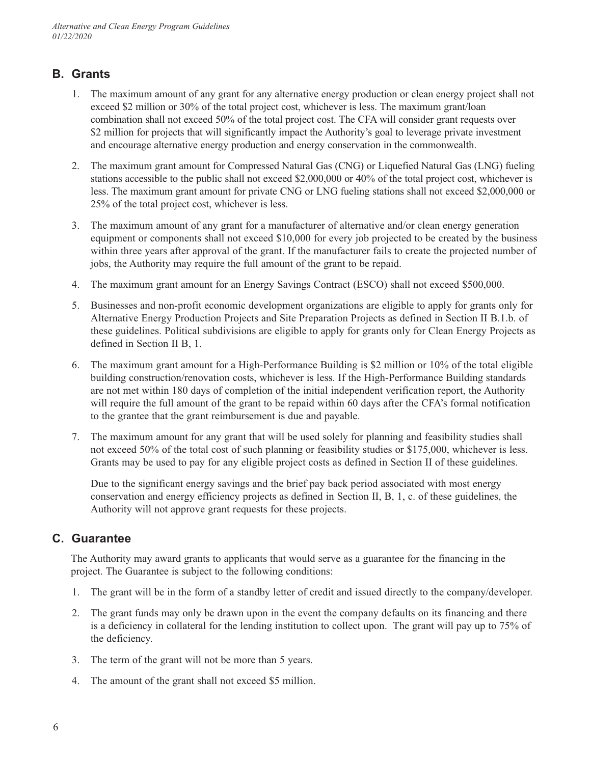## B. Grants

1. The maximum amount of any grant for any alternative energy production or clean energy project shall not exceed $2 million or 30% of the total project cost, whichever is less. The maximum grant/loan combination shall not exceed 50% of the total project cost. The CFA will consider grant requests over $2 million for projects that will significantly impact the Authority's goal to leverage private investment and encourage alternative energy production and energy conservation in the commonwealth.

2. The maximum grant amount for Compressed Natural Gas (CNG) or Liquefied Natural Gas (LNG) fueling stations accessible to the public shall not exceed $2,000,000 or 40% of the total project cost, whichever is less. The maximum grant amount for private CNG or LNG fueling stations shall not exceed $2,000,000 or 25% of the total project cost, whichever is less.

3. The maximum amount of any grant for a manufacturer of alternative and/or clean energy generation equipment or components shall not exceed $10,000 for every job projected to be created by the business within three years after approval of the grant. If the manufacturer fails to create the projected number of jobs, the Authority may require the full amount of the grant to be repaid.

4. The maximum grant amount for an Energy Savings Contract (ESCO) shall not exceed $500,000.

5. Businesses and non-profit economic development organizations are eligible to apply for grants only for Alternative Energy Production Projects and Site Preparation Projects as defined in Section II B.1.b. of these guidelines. Political subdivisions are eligible to apply for grants only for Clean Energy Projects as defined in Section II B, 1.

6. The maximum grant amount for a High-Performance Building is $2 million or 10% of the total eligible building construction/renovation costs, whichever is less. If the High-Performance Building standards are not met within 180 days of completion of the initial independent verification report, the Authority will require the full amount of the grant to be repaid within 60 days after the CFA's formal notification to the grantee that the grant reimbursement is due and payable.

7. The maximum amount for any grant that will be used solely for planning and feasibility studies shall not exceed 50% of the total cost of such planning or feasibility studies or $175,000, whichever is less. Grants may be used to pay for any eligible project costs as defined in Section II of these guidelines.

   Due to the significant energy savings and the brief pay back period associated with most energy conservation and energy efficiency projects as defined in Section II, B, 1, c. of these guidelines, the Authority will not approve grant requests for these projects.

## C. Guarantee

The Authority may award grants to applicants that would serve as a guarantee for the financing in the project. The Guarantee is subject to the following conditions:

1. The grant will be in the form of a standby letter of credit and issued directly to the company/developer.

2. The grant funds may only be drawn upon in the event the company defaults on its financing and there is a deficiency in collateral for the lending institution to collect upon. The grant will pay up to 75% of the deficiency.

3. The term of the grant will not be more than 5 years.

4. The amount of the grant shall not exceed $5 million.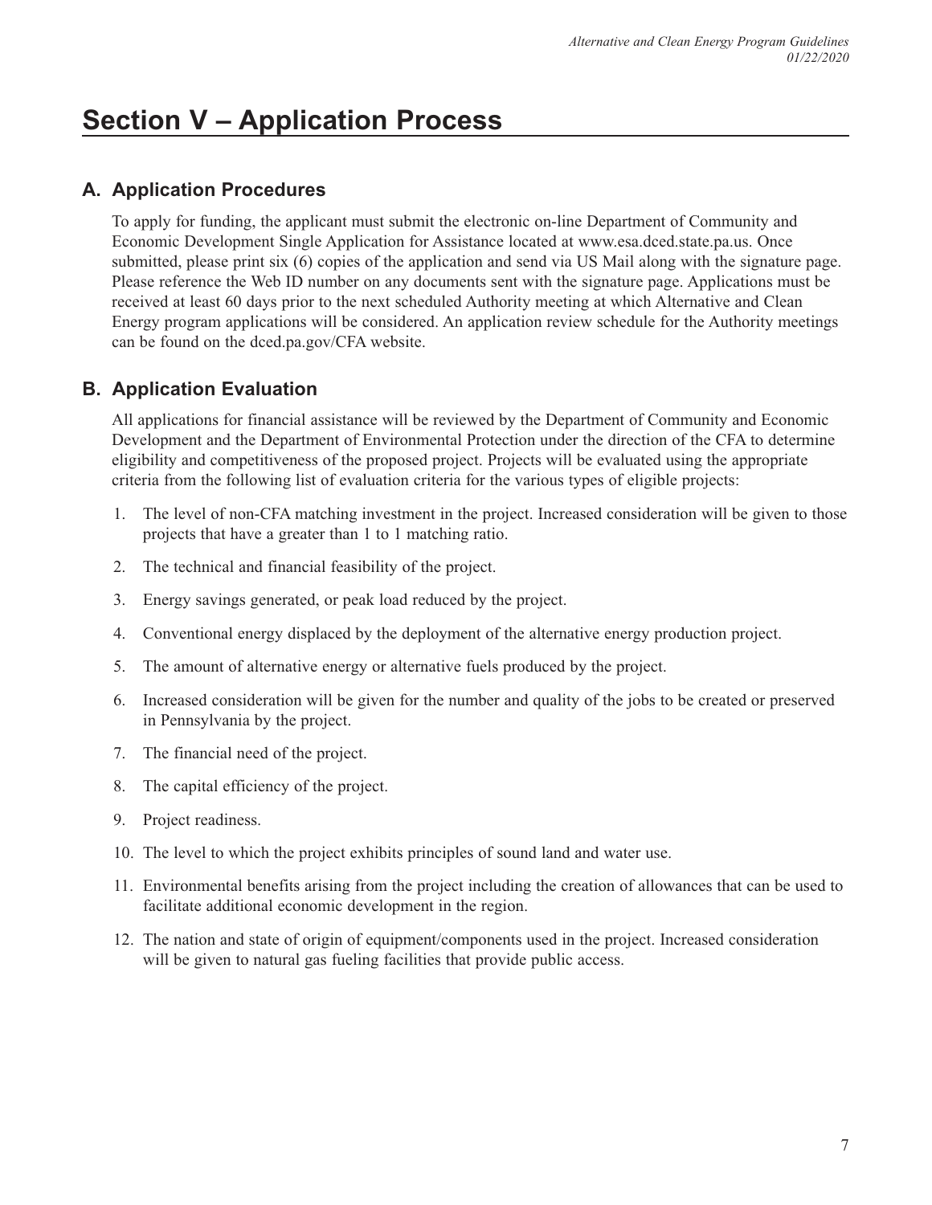# Section V – Application Process

## A. Application Procedures

To apply for funding, the applicant must submit the electronic on-line Department of Community and Economic Development Single Application for Assistance located at www.esa.dced.state.pa.us. Once submitted, please print six (6) copies of the application and send via US Mail along with the signature page. Please reference the Web ID number on any documents sent with the signature page. Applications must be received at least 60 days prior to the next scheduled Authority meeting at which Alternative and Clean Energy program applications will be considered. An application review schedule for the Authority meetings can be found on the dced.pa.gov/CFA website.

## B. Application Evaluation

All applications for financial assistance will be reviewed by the Department of Community and Economic Development and the Department of Environmental Protection under the direction of the CFA to determine eligibility and competitiveness of the proposed project. Projects will be evaluated using the appropriate criteria from the following list of evaluation criteria for the various types of eligible projects:

1. The level of non-CFA matching investment in the project. Increased consideration will be given to those projects that have a greater than 1 to 1 matching ratio.
2. The technical and financial feasibility of the project.
3. Energy savings generated, or peak load reduced by the project.
4. Conventional energy displaced by the deployment of the alternative energy production project.
5. The amount of alternative energy or alternative fuels produced by the project.
6. Increased consideration will be given for the number and quality of the jobs to be created or preserved in Pennsylvania by the project.
7. The financial need of the project.
8. The capital efficiency of the project.
9. Project readiness.
10. The level to which the project exhibits principles of sound land and water use.
11. Environmental benefits arising from the project including the creation of allowances that can be used to facilitate additional economic development in the region.
12. The nation and state of origin of equipment/components used in the project. Increased consideration will be given to natural gas fueling facilities that provide public access.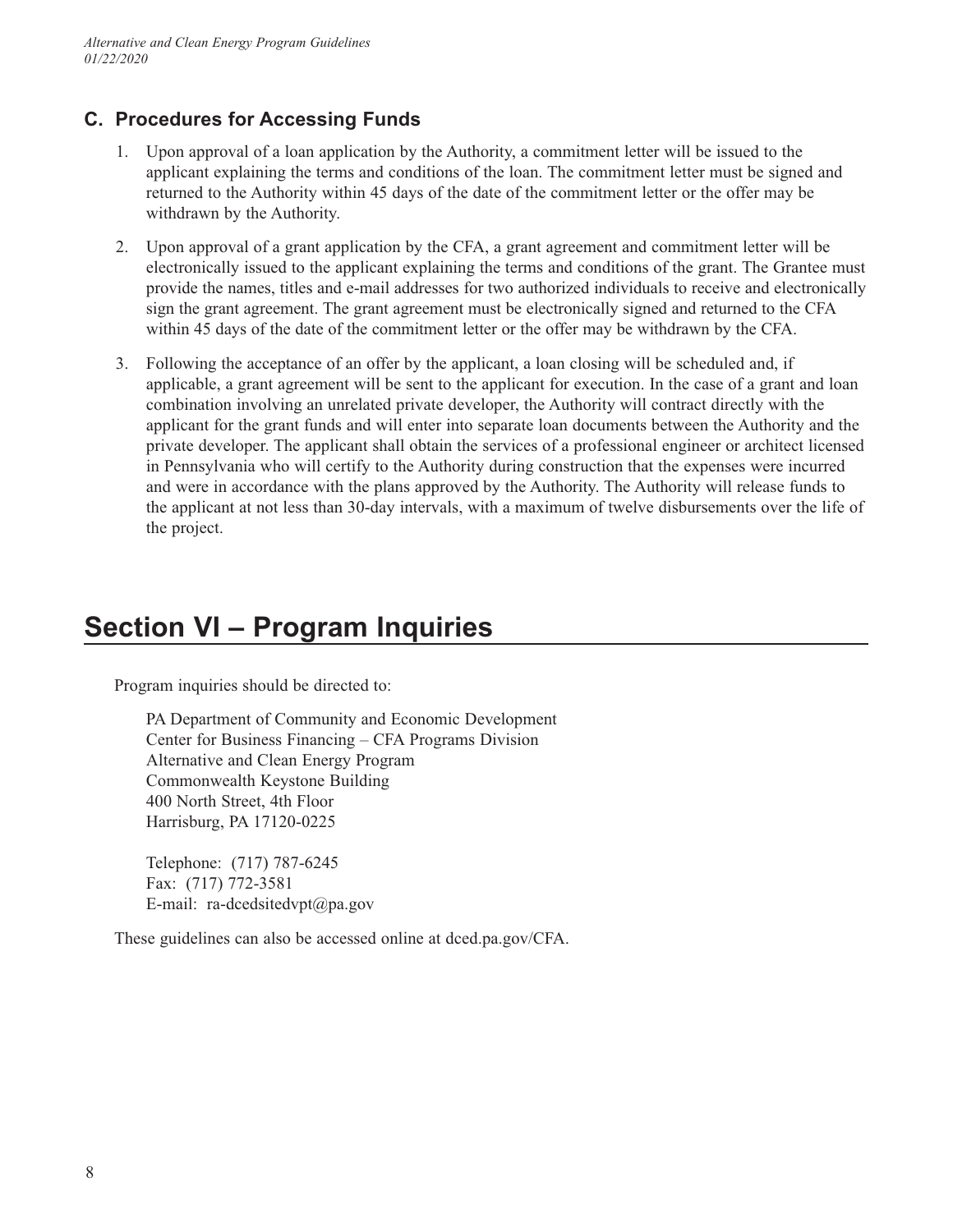### C. Procedures for Accessing Funds

1. Upon approval of a loan application by the Authority, a commitment letter will be issued to the applicant explaining the terms and conditions of the loan. The commitment letter must be signed and returned to the Authority within 45 days of the date of the commitment letter or the offer may be withdrawn by the Authority.
2. Upon approval of a grant application by the CFA, a grant agreement and commitment letter will be electronically issued to the applicant explaining the terms and conditions of the grant. The Grantee must provide the names, titles and e-mail addresses for two authorized individuals to receive and electronically sign the grant agreement. The grant agreement must be electronically signed and returned to the CFA within 45 days of the date of the commitment letter or the offer may be withdrawn by the CFA.
3. Following the acceptance of an offer by the applicant, a loan closing will be scheduled and, if applicable, a grant agreement will be sent to the applicant for execution. In the case of a grant and loan combination involving an unrelated private developer, the Authority will contract directly with the applicant for the grant funds and will enter into separate loan documents between the Authority and the private developer. The applicant shall obtain the services of a professional engineer or architect licensed in Pennsylvania who will certify to the Authority during construction that the expenses were incurred and were in accordance with the plans approved by the Authority. The Authority will release funds to the applicant at not less than 30-day intervals, with a maximum of twelve disbursements over the life of the project.

## Section VI – Program Inquiries

Program inquiries should be directed to:

PA Department of Community and Economic Development
Center for Business Financing – CFA Programs Division
Alternative and Clean Energy Program
Commonwealth Keystone Building
400 North Street, 4th Floor
Harrisburg, PA 17120-0225

Telephone: (717) 787-6245
Fax: (717) 772-3581
E-mail: ra-dcedsitedvpt@pa.gov

These guidelines can also be accessed online at dced.pa.gov/CFA.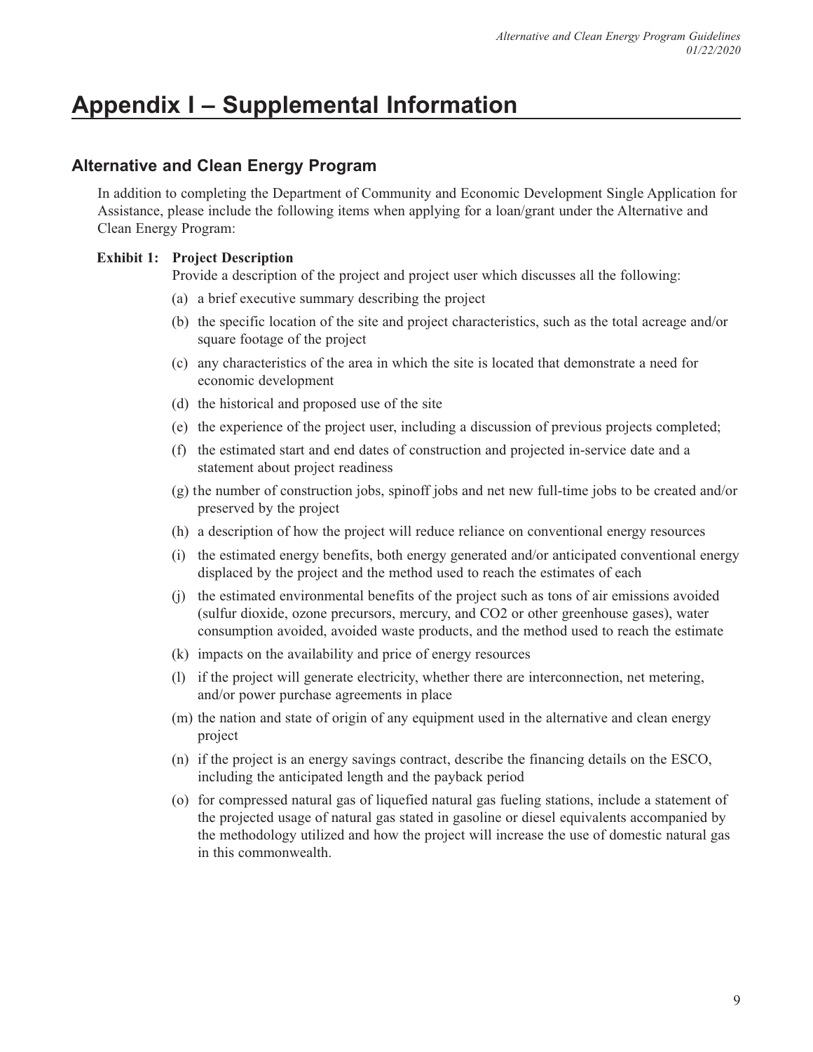# Appendix I – Supplemental Information

## Alternative and Clean Energy Program

In addition to completing the Department of Community and Economic Development Single Application for Assistance, please include the following items when applying for a loan/grant under the Alternative and Clean Energy Program:

**Exhibit 1: Project Description**

Provide a description of the project and project user which discusses all the following:

(a) a brief executive summary describing the project

(b) the specific location of the site and project characteristics, such as the total acreage and/or square footage of the project

(c) any characteristics of the area in which the site is located that demonstrate a need for economic development

(d) the historical and proposed use of the site

(e) the experience of the project user, including a discussion of previous projects completed;

(f) the estimated start and end dates of construction and projected in-service date and a statement about project readiness

(g) the number of construction jobs, spinoff jobs and net new full-time jobs to be created and/or preserved by the project

(h) a description of how the project will reduce reliance on conventional energy resources

(i) the estimated energy benefits, both energy generated and/or anticipated conventional energy displaced by the project and the method used to reach the estimates of each

(j) the estimated environmental benefits of the project such as tons of air emissions avoided (sulfur dioxide, ozone precursors, mercury, and $CO_2$ or other greenhouse gases), water consumption avoided, avoided waste products, and the method used to reach the estimate

(k) impacts on the availability and price of energy resources

(l) if the project will generate electricity, whether there are interconnection, net metering, and/or power purchase agreements in place

(m) the nation and state of origin of any equipment used in the alternative and clean energy project

(n) if the project is an energy savings contract, describe the financing details on the ESCO, including the anticipated length and the payback period

(o) for compressed natural gas of liquefied natural gas fueling stations, include a statement of the projected usage of natural gas stated in gasoline or diesel equivalents accompanied by the methodology utilized and how the project will increase the use of domestic natural gas in this commonwealth.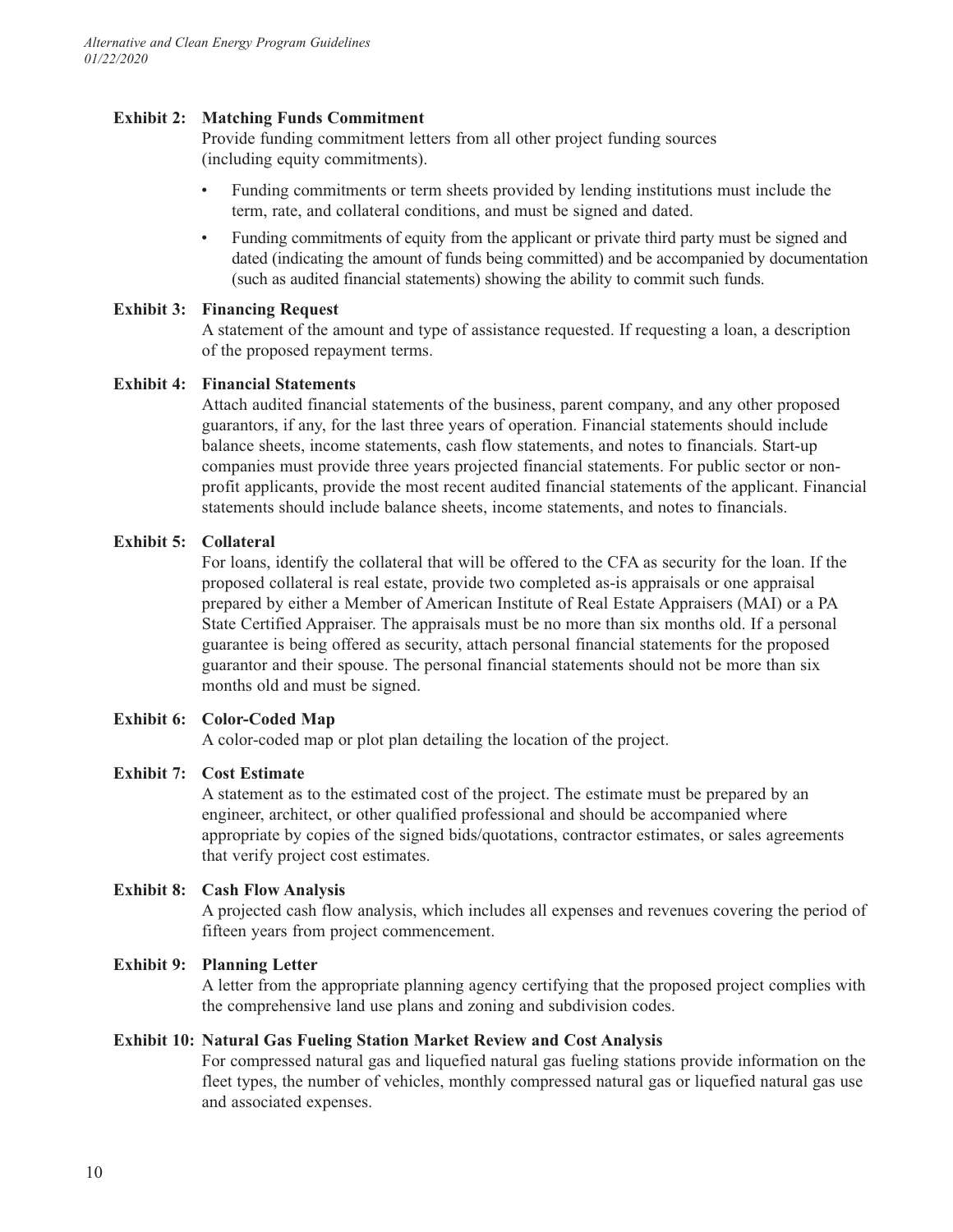**Exhibit 2: Matching Funds Commitment**

Provide funding commitment letters from all other project funding sources (including equity commitments).

- Funding commitments or term sheets provided by lending institutions must include the term, rate, and collateral conditions, and must be signed and dated.
- Funding commitments of equity from the applicant or private third party must be signed and dated (indicating the amount of funds being committed) and be accompanied by documentation (such as audited financial statements) showing the ability to commit such funds.

**Exhibit 3: Financing Request**

A statement of the amount and type of assistance requested. If requesting a loan, a description of the proposed repayment terms.

**Exhibit 4: Financial Statements**

Attach audited financial statements of the business, parent company, and any other proposed guarantors, if any, for the last three years of operation. Financial statements should include balance sheets, income statements, cash flow statements, and notes to financials. Start-up companies must provide three years projected financial statements. For public sector or non-profit applicants, provide the most recent audited financial statements of the applicant. Financial statements should include balance sheets, income statements, and notes to financials.

**Exhibit 5: Collateral**

For loans, identify the collateral that will be offered to the CFA as security for the loan. If the proposed collateral is real estate, provide two completed as-is appraisals or one appraisal prepared by either a Member of American Institute of Real Estate Appraisers (MAI) or a PA State Certified Appraiser. The appraisals must be no more than six months old. If a personal guarantee is being offered as security, attach personal financial statements for the proposed guarantor and their spouse. The personal financial statements should not be more than six months old and must be signed.

**Exhibit 6: Color-Coded Map**

A color-coded map or plot plan detailing the location of the project.

**Exhibit 7: Cost Estimate**

A statement as to the estimated cost of the project. The estimate must be prepared by an engineer, architect, or other qualified professional and should be accompanied where appropriate by copies of the signed bids/quotations, contractor estimates, or sales agreements that verify project cost estimates.

**Exhibit 8: Cash Flow Analysis**

A projected cash flow analysis, which includes all expenses and revenues covering the period of fifteen years from project commencement.

**Exhibit 9: Planning Letter**

A letter from the appropriate planning agency certifying that the proposed project complies with the comprehensive land use plans and zoning and subdivision codes.

**Exhibit 10: Natural Gas Fueling Station Market Review and Cost Analysis**

For compressed natural gas and liquefied natural gas fueling stations provide information on the fleet types, the number of vehicles, monthly compressed natural gas or liquefied natural gas use and associated expenses.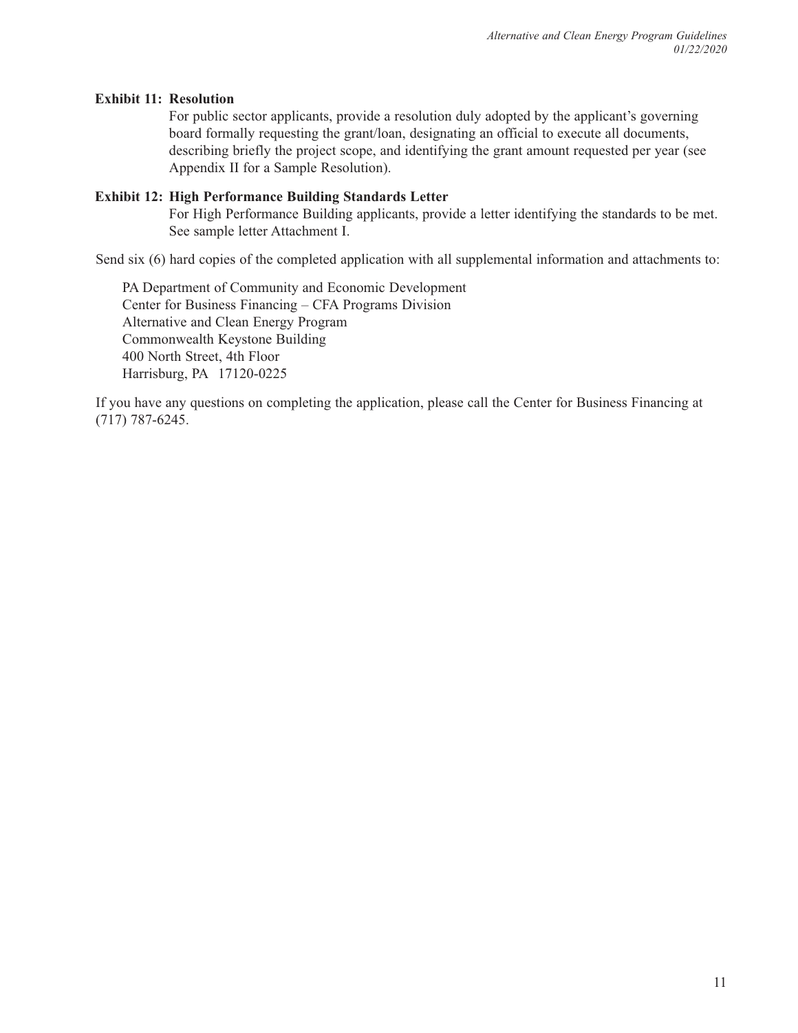**Exhibit 11: Resolution**

For public sector applicants, provide a resolution duly adopted by the applicant's governing board formally requesting the grant/loan, designating an official to execute all documents, describing briefly the project scope, and identifying the grant amount requested per year (see Appendix II for a Sample Resolution).

**Exhibit 12: High Performance Building Standards Letter**

For High Performance Building applicants, provide a letter identifying the standards to be met. See sample letter Attachment I.

Send six (6) hard copies of the completed application with all supplemental information and attachments to:

PA Department of Community and Economic Development
Center for Business Financing – CFA Programs Division
Alternative and Clean Energy Program
Commonwealth Keystone Building
400 North Street, 4th Floor
Harrisburg, PA 17120-0225

If you have any questions on completing the application, please call the Center for Business Financing at (717) 787-6245.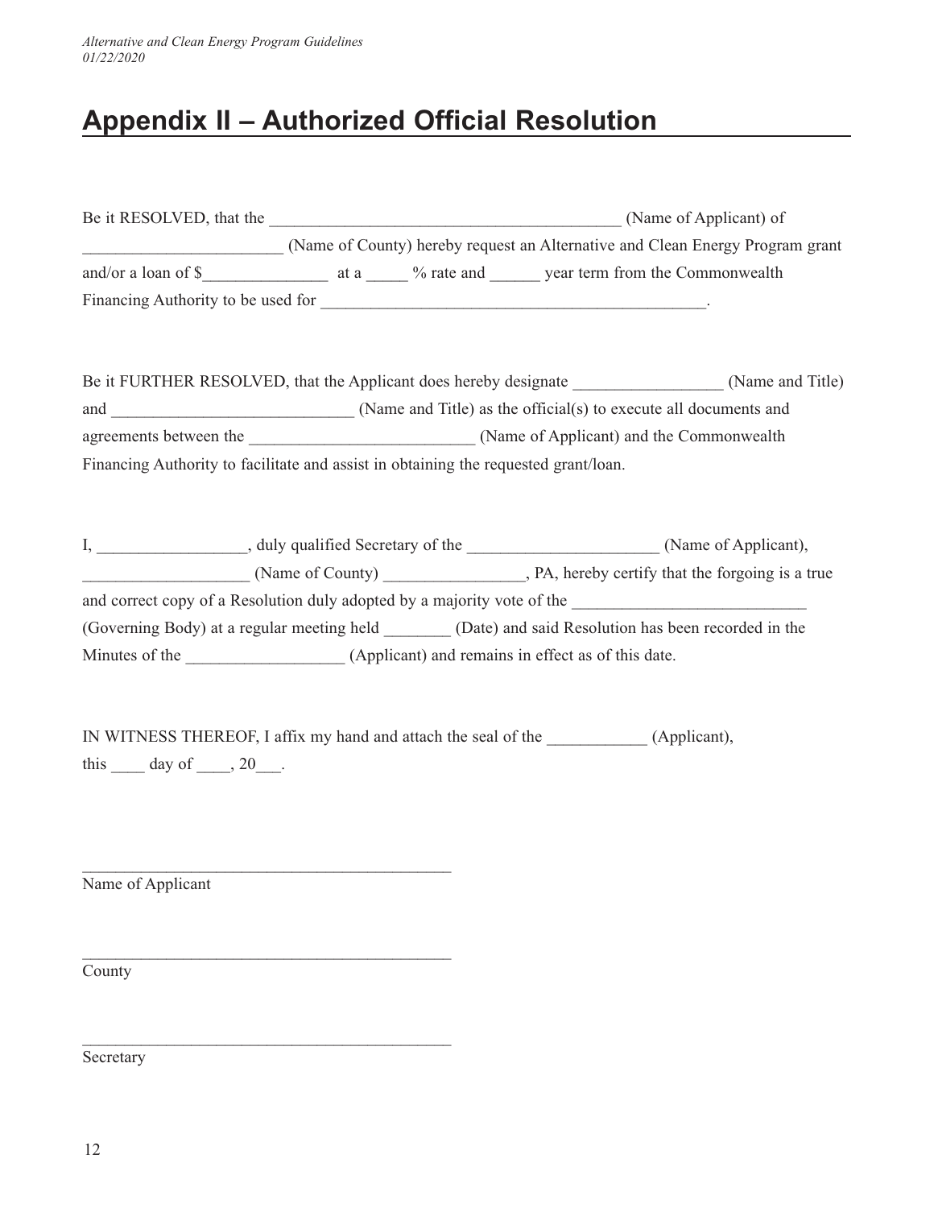# Appendix II – Authorized Official Resolution

Be it RESOLVED, that the ________________________________________ (Name of Applicant) of ______________________ (Name of County) hereby request an Alternative and Clean Energy Program grant and/or a loan of $______________ at a _____ % rate and ______ year term from the Commonwealth Financing Authority to be used for ____________________________________________.

Be it FURTHER RESOLVED, that the Applicant does hereby designate _________________ (Name and Title) and ____________________________ (Name and Title) as the official(s) to execute all documents and agreements between the _________________________ (Name of Applicant) and the Commonwealth Financing Authority to facilitate and assist in obtaining the requested grant/loan.

I, _________________, duly qualified Secretary of the ______________________ (Name of Applicant), ___________________ (Name of County) ________________, PA, hereby certify that the forgoing is a true and correct copy of a Resolution duly adopted by a majority vote of the __________________________ (Governing Body) at a regular meeting held ________ (Date) and said Resolution has been recorded in the Minutes of the __________________ (Applicant) and remains in effect as of this date.

IN WITNESS THEREOF, I affix my hand and attach the seal of the ___________ (Applicant), this ____ day of ____, 20___.

__________________________________________
Name of Applicant

__________________________________________
County

__________________________________________
Secretary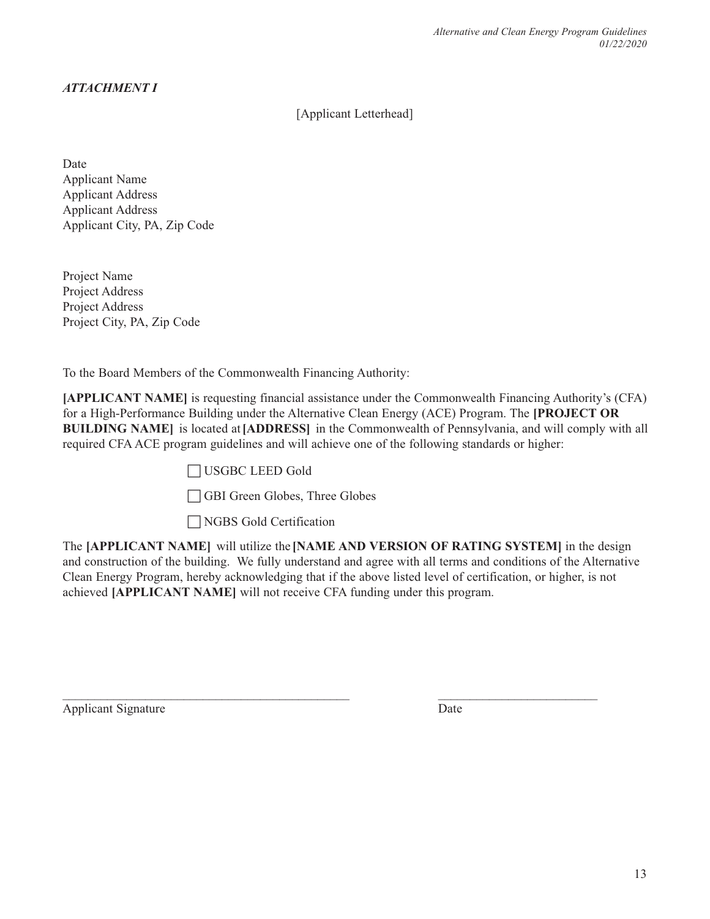*ATTACHMENT I*

[Applicant Letterhead]

Date
Applicant Name
Applicant Address
Applicant Address
Applicant City, PA, Zip Code

Project Name
Project Address
Project Address
Project City, PA, Zip Code

To the Board Members of the Commonwealth Financing Authority:

**[APPLICANT NAME]** is requesting financial assistance under the Commonwealth Financing Authority's (CFA) for a High-Performance Building under the Alternative Clean Energy (ACE) Program. The **[PROJECT OR BUILDING NAME]** is located at **[ADDRESS]** in the Commonwealth of Pennsylvania, and will comply with all required CFA ACE program guidelines and will achieve one of the following standards or higher:

☐ USGBC LEED Gold

☐ GBI Green Globes, Three Globes

☐ NGBS Gold Certification

The **[APPLICANT NAME]** will utilize the **[NAME AND VERSION OF RATING SYSTEM]** in the design and construction of the building. We fully understand and agree with all terms and conditions of the Alternative Clean Energy Program, hereby acknowledging that if the above listed level of certification, or higher, is not achieved **[APPLICANT NAME]** will not receive CFA funding under this program.

______________________________________________ &nbsp;&nbsp;&nbsp;&nbsp;&nbsp;&nbsp;&nbsp;&nbsp; _________________________
Applicant Signature &nbsp;&nbsp;&nbsp;&nbsp;&nbsp;&nbsp;&nbsp;&nbsp;&nbsp;&nbsp;&nbsp;&nbsp;&nbsp;&nbsp;&nbsp;&nbsp;&nbsp;&nbsp;&nbsp;&nbsp;&nbsp;&nbsp;&nbsp;&nbsp;&nbsp;&nbsp;&nbsp;&nbsp;&nbsp;&nbsp;&nbsp;&nbsp;&nbsp;&nbsp;&nbsp;&nbsp;&nbsp;&nbsp;&nbsp;&nbsp; Date